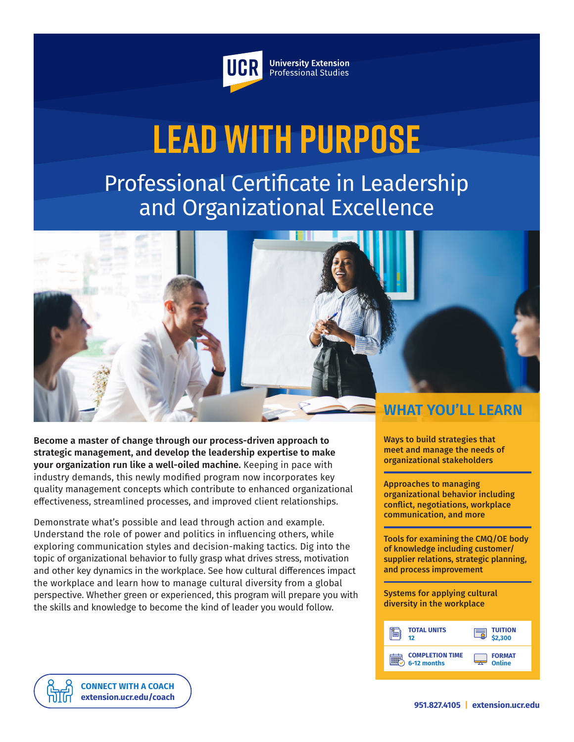UCR University Extension Professional Studies

# LEAD WITH PURPOSE

## Professional Certificate in Leadership and Organizational Excellence

**Become a master of change through our process-driven approach to strategic management, and develop the leadership expertise to make your organization run like a well-oiled machine.** Keeping in pace with industry demands, this newly modified program now incorporates key quality management concepts which contribute to enhanced organizational effectiveness, streamlined processes, and improved client relationships.

Demonstrate what's possible and lead through action and example. Understand the role of power and politics in influencing others, while exploring communication styles and decision-making tactics. Dig into the topic of organizational behavior to fully grasp what drives stress, motivation and other key dynamics in the workplace. See how cultural differences impact the workplace and learn how to manage cultural diversity from a global perspective. Whether green or experienced, this program will prepare you with the skills and knowledge to become the kind of leader you would follow.

## WHAT YOU'LL LEARN

**Ways to build strategies that meet and manage the needs of organizational stakeholders**

**Approaches to managing organizational behavior including conflict, negotiations, workplace communication, and more**

**Tools for examining the CMQ/OE body of knowledge including customer/supplier relations, strategic planning, and process improvement**

**Systems for applying cultural diversity in the workplace**

| | |
|---|---|
| **TOTAL UNITS** 12 | **TUITION** $2,300 |
| **COMPLETION TIME** 6-12 months | **FORMAT** Online |

**CONNECT WITH A COACH**
**extension.ucr.edu/coach**

**951.827.4105 | extension.ucr.edu**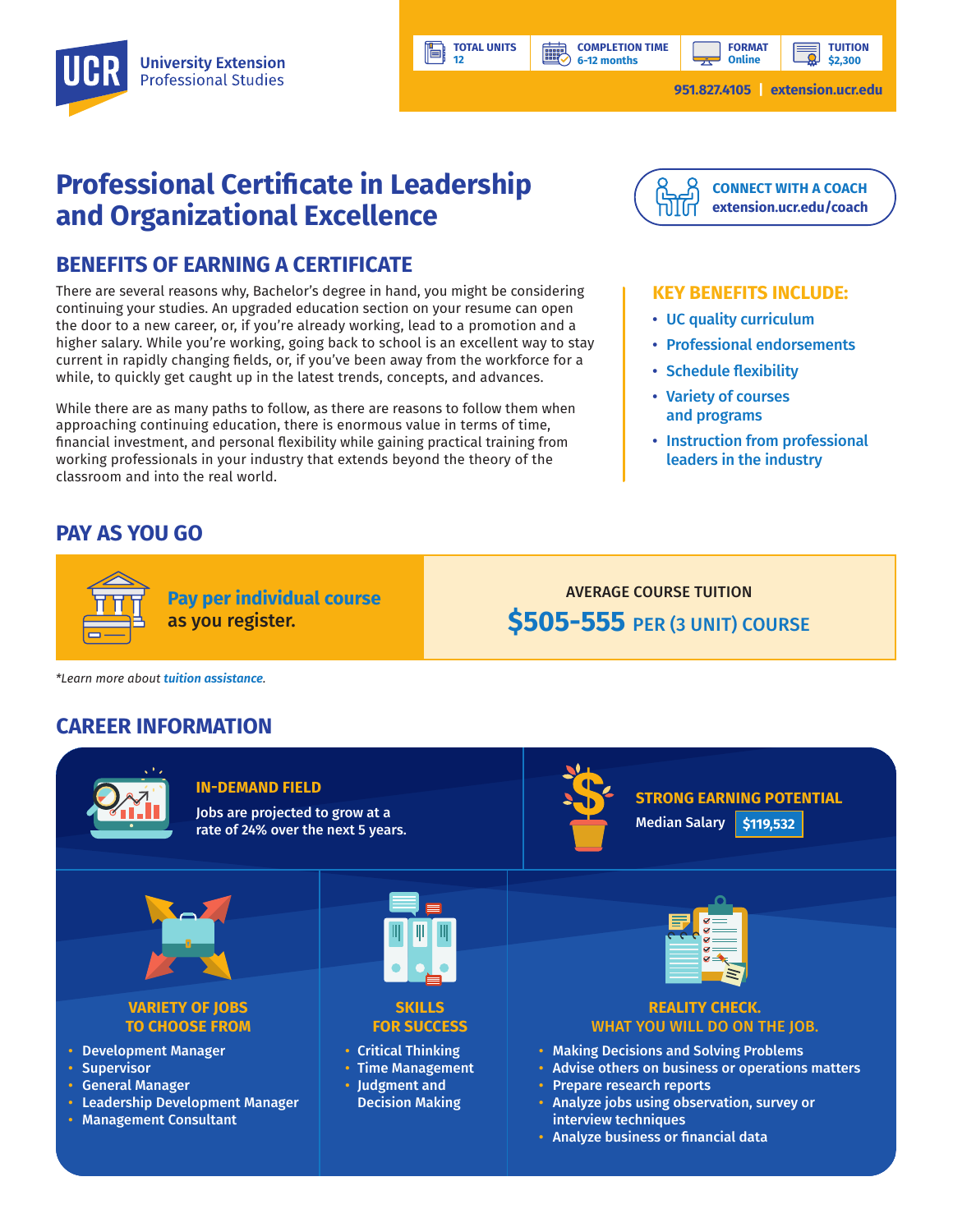UCR University Extension Professional Studies

| | | | |
|---|---|---|---|
| TOTAL UNITS 12 | COMPLETION TIME 6-12 months | FORMAT Online | TUITION $2,300 |

951.827.4105 | extension.ucr.edu

# Professional Certificate in Leadership and Organizational Excellence

CONNECT WITH A COACH
extension.ucr.edu/coach

## BENEFITS OF EARNING A CERTIFICATE

There are several reasons why, Bachelor's degree in hand, you might be considering continuing your studies. An upgraded education section on your resume can open the door to a new career, or, if you're already working, lead to a promotion and a higher salary. While you're working, going back to school is an excellent way to stay current in rapidly changing fields, or, if you've been away from the workforce for a while, to quickly get caught up in the latest trends, concepts, and advances.

While there are as many paths to follow, as there are reasons to follow them when approaching continuing education, there is enormous value in terms of time, financial investment, and personal flexibility while gaining practical training from working professionals in your industry that extends beyond the theory of the classroom and into the real world.

### KEY BENEFITS INCLUDE:

- UC quality curriculum
- Professional endorsements
- Schedule flexibility
- Variety of courses and programs
- Instruction from professional leaders in the industry

## PAY AS YOU GO

**Pay per individual course** as you register.

AVERAGE COURSE TUITION
**$505-555** PER (3 UNIT) COURSE

*Learn more about tuition assistance.*

## CAREER INFORMATION

### IN-DEMAND FIELD

Jobs are projected to grow at a rate of 24% over the next 5 years.

### STRONG EARNING POTENTIAL

Median Salary **$119,532**

### VARIETY OF JOBS TO CHOOSE FROM

- Development Manager
- Supervisor
- General Manager
- Leadership Development Manager
- Management Consultant

### SKILLS FOR SUCCESS

- Critical Thinking
- Time Management
- Judgment and Decision Making

### REALITY CHECK. WHAT YOU WILL DO ON THE JOB.

- Making Decisions and Solving Problems
- Advise others on business or operations matters
- Prepare research reports
- Analyze jobs using observation, survey or interview techniques
- Analyze business or financial data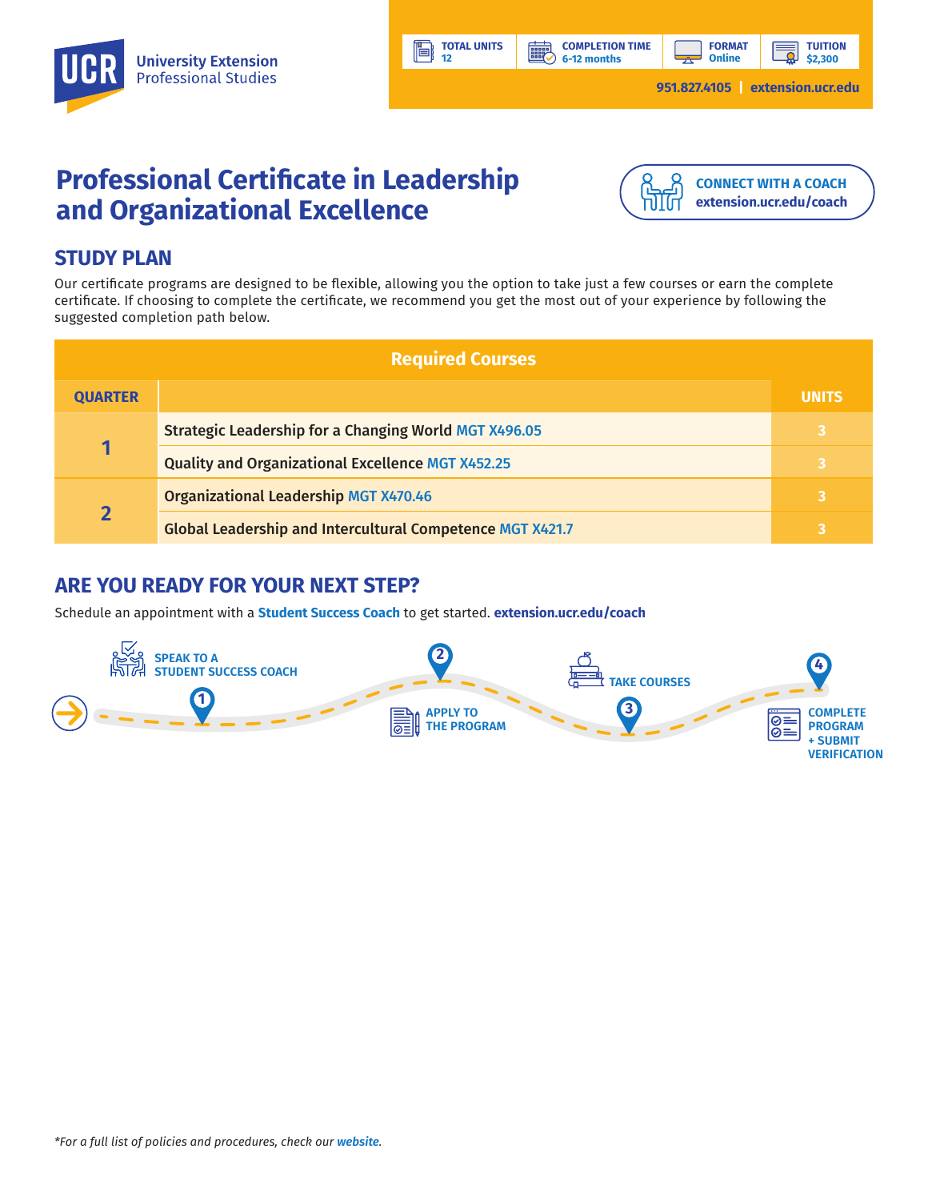UCR University Extension Professional Studies

| TOTAL UNITS | COMPLETION TIME | FORMAT | TUITION |
| --- | --- | --- | --- |
| 12 | 6-12 months | Online | $2,300 |

951.827.4105 | extension.ucr.edu

# Professional Certificate in Leadership and Organizational Excellence

**CONNECT WITH A COACH**
**extension.ucr.edu/coach**

## STUDY PLAN

Our certificate programs are designed to be flexible, allowing you the option to take just a few courses or earn the complete certificate. If choosing to complete the certificate, we recommend you get the most out of your experience by following the suggested completion path below.

**Required Courses**

| QUARTER | | UNITS |
| --- | --- | --- |
| 1 | Strategic Leadership for a Changing World MGT X496.05 | 3 |
| | Quality and Organizational Excellence MGT X452.25 | 3 |
| 2 | Organizational Leadership MGT X470.46 | 3 |
| | Global Leadership and Intercultural Competence MGT X421.7 | 3 |

## ARE YOU READY FOR YOUR NEXT STEP?

Schedule an appointment with a **Student Success Coach** to get started. **extension.ucr.edu/coach**

1. SPEAK TO A STUDENT SUCCESS COACH
2. APPLY TO THE PROGRAM
3. TAKE COURSES
4. COMPLETE PROGRAM + SUBMIT VERIFICATION

*For a full list of policies and procedures, check our **website**.*